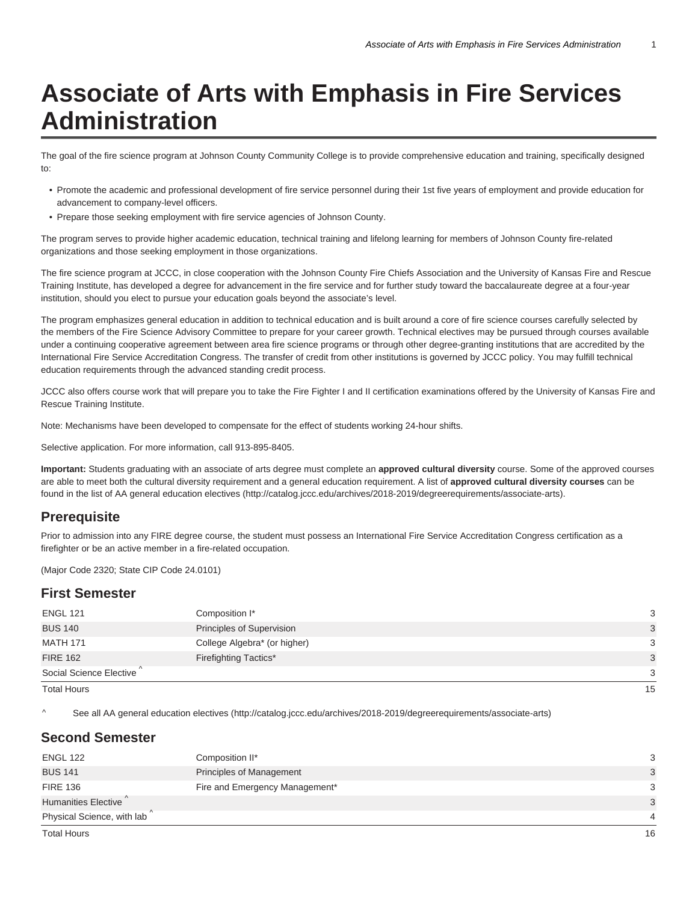# Associate of Arts with Emphasis in Fire Services Administration

The goal of the fire science program at Johnson County Community College is to provide comprehensive education and training, specifically designed to:

- Promote the academic and professional development of fire service personnel during their 1st five years of employment and provide education for advancement to company-level officers.
- Prepare those seeking employment with fire service agencies of Johnson County.

The program serves to provide higher academic education, technical training and lifelong learning for members of Johnson County fire-related organizations and those seeking employment in those organizations.

The fire science program at JCCC, in close cooperation with the Johnson County Fire Chiefs Association and the University of Kansas Fire and Rescue Training Institute, has developed a degree for advancement in the fire service and for further study toward the baccalaureate degree at a four-year institution, should you elect to pursue your education goals beyond the associate's level.

The program emphasizes general education in addition to technical education and is built around a core of fire science courses carefully selected by the members of the Fire Science Advisory Committee to prepare for your career growth. Technical electives may be pursued through courses available under a continuing cooperative agreement between area fire science programs or through other degree-granting institutions that are accredited by the International Fire Service Accreditation Congress. The transfer of credit from other institutions is governed by JCCC policy. You may fulfill technical education requirements through the advanced standing credit process.

JCCC also offers course work that will prepare you to take the Fire Fighter I and II certification examinations offered by the University of Kansas Fire and Rescue Training Institute.

Note: Mechanisms have been developed to compensate for the effect of students working 24-hour shifts.

Selective application. For more information, call 913-895-8405.

**Important:** Students graduating with an associate of arts degree must complete an **approved cultural diversity** course. Some of the approved courses are able to meet both the cultural diversity requirement and a general education requirement. A list of **approved cultural diversity courses** can be found in the list of AA general education electives (http://catalog.jccc.edu/archives/2018-2019/degreerequirements/associate-arts).

## Prerequisite

Prior to admission into any FIRE degree course, the student must possess an International Fire Service Accreditation Congress certification as a firefighter or be an active member in a fire-related occupation.

(Major Code 2320; State CIP Code 24.0101)

## First Semester

| | | |
|---|---|---|
| ENGL 121 | Composition I* | 3 |
| BUS 140 | Principles of Supervision | 3 |
| MATH 171 | College Algebra* (or higher) | 3 |
| FIRE 162 | Firefighting Tactics* | 3 |
| Social Science Elective ^ | | 3 |
| Total Hours | | 15 |

^ See all AA general education electives (http://catalog.jccc.edu/archives/2018-2019/degreerequirements/associate-arts)

## Second Semester

| | | |
|---|---|---|
| ENGL 122 | Composition II* | 3 |
| BUS 141 | Principles of Management | 3 |
| FIRE 136 | Fire and Emergency Management* | 3 |
| Humanities Elective ^ | | 3 |
| Physical Science, with lab ^ | | 4 |
| Total Hours | | 16 |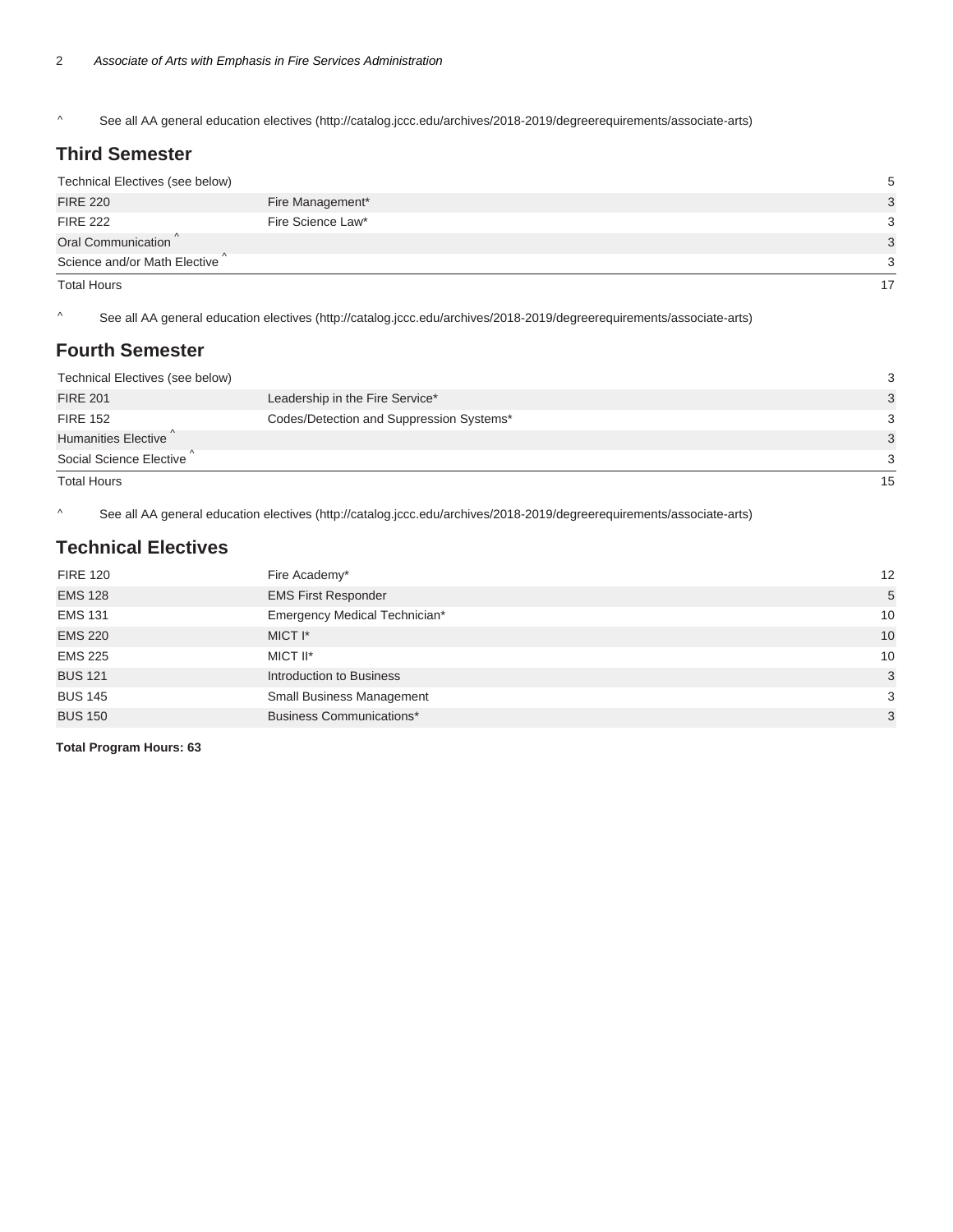^ See all AA general education electives (http://catalog.jccc.edu/archives/2018-2019/degreerequirements/associate-arts)

## Third Semester

| | | |
|---|---|---|
| Technical Electives (see below) | | 5 |
| FIRE 220 | Fire Management* | 3 |
| FIRE 222 | Fire Science Law* | 3 |
| Oral Communication ^ | | 3 |
| Science and/or Math Elective ^ | | 3 |
| Total Hours | | 17 |

^ See all AA general education electives (http://catalog.jccc.edu/archives/2018-2019/degreerequirements/associate-arts)

## Fourth Semester

| | | |
|---|---|---|
| Technical Electives (see below) | | 3 |
| FIRE 201 | Leadership in the Fire Service* | 3 |
| FIRE 152 | Codes/Detection and Suppression Systems* | 3 |
| Humanities Elective ^ | | 3 |
| Social Science Elective ^ | | 3 |
| Total Hours | | 15 |

^ See all AA general education electives (http://catalog.jccc.edu/archives/2018-2019/degreerequirements/associate-arts)

## Technical Electives

| | | |
|---|---|---|
| FIRE 120 | Fire Academy* | 12 |
| EMS 128 | EMS First Responder | 5 |
| EMS 131 | Emergency Medical Technician* | 10 |
| EMS 220 | MICT I* | 10 |
| EMS 225 | MICT II* | 10 |
| BUS 121 | Introduction to Business | 3 |
| BUS 145 | Small Business Management | 3 |
| BUS 150 | Business Communications* | 3 |

**Total Program Hours: 63**